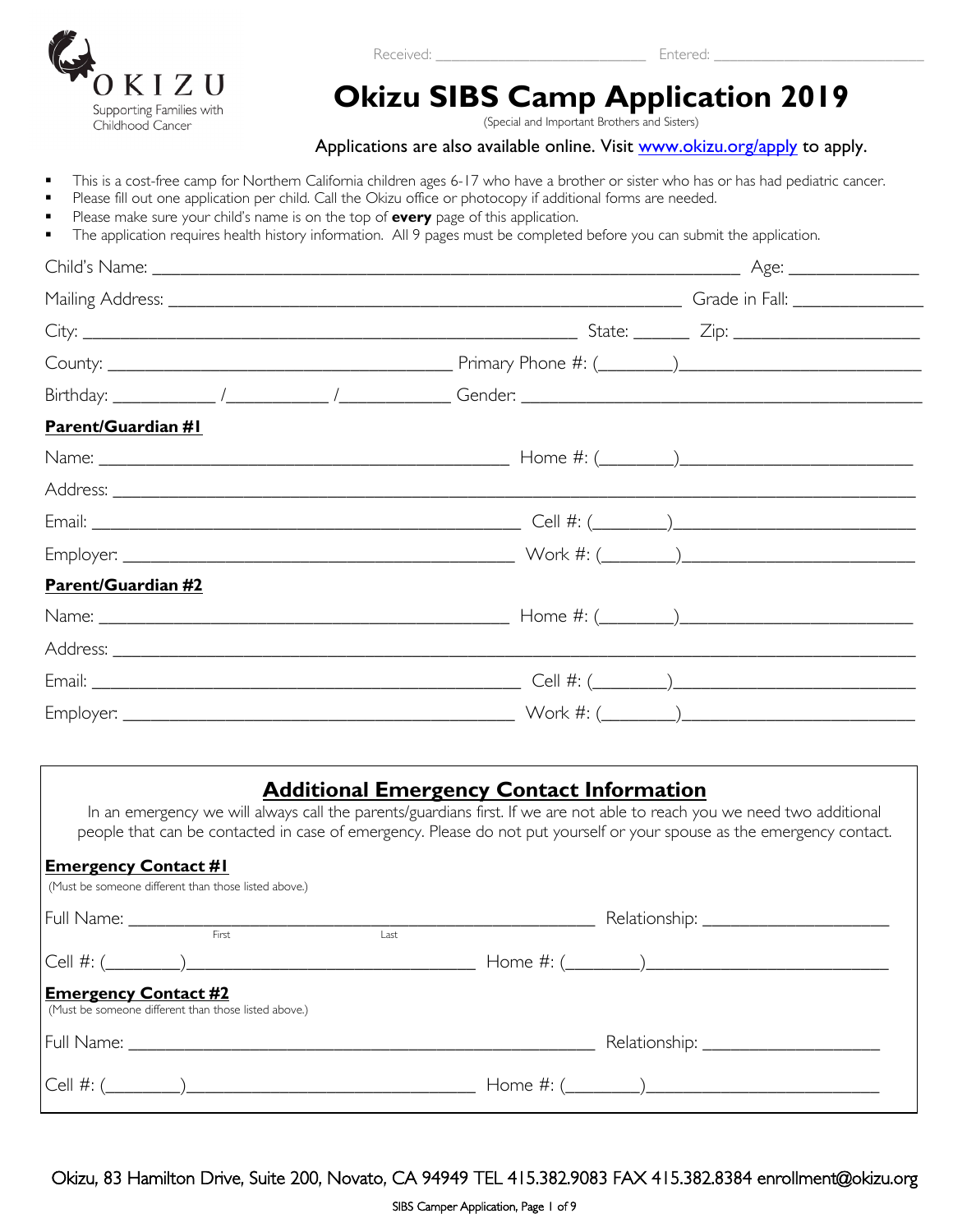OKIZU
Supporting Families with Childhood Cancer

Received: ___________________________ Entered: ___________________________

# Okizu SIBS Camp Application 2019

(Special and Important Brothers and Sisters)

Applications are also available online. Visit [www.okizu.org/apply](http://www.okizu.org/apply) to apply.

- This is a cost-free camp for Northern California children ages 6-17 who have a brother or sister who has or has had pediatric cancer.
- Please fill out one application per child. Call the Okizu office or photocopy if additional forms are needed.
- Please make sure your child's name is on the top of **every** page of this application.
- The application requires health history information. All 9 pages must be completed before you can submit the application.

Child's Name: ______________________________________________ Age: ______________

Mailing Address: __________________________________________ Grade in Fall: ______________

City: ________________________________________ State: ______ Zip: ____________________

County: ___________________________ Primary Phone #: (________)________________________

Birthday: ___________ /___________ /___________ Gender: ______________________________

**Parent/Guardian #1**

Name: ________________________________ Home #: (________)________________________

Address: ___________________________________________________________________

Email: ________________________________ Cell #: (________)________________________

Employer: ______________________________ Work #: (________)________________________

**Parent/Guardian #2**

Name: ________________________________ Home #: (________)________________________

Address: ___________________________________________________________________

Email: ________________________________ Cell #: (________)________________________

Employer: ______________________________ Work #: (________)________________________

## Additional Emergency Contact Information

In an emergency we will always call the parents/guardians first. If we are not able to reach you we need two additional people that can be contacted in case of emergency. Please do not put yourself or your spouse as the emergency contact.

**Emergency Contact #1**
(Must be someone different than those listed above.)

Full Name: ____________________________________ Relationship: ____________________
First Last

Cell #: (________)______________________________ Home #: (________)________________________

**Emergency Contact #2**
(Must be someone different than those listed above.)

Full Name: ____________________________________ Relationship: ____________________

Cell #: (________)______________________________ Home #: (________)________________________

Okizu, 83 Hamilton Drive, Suite 200, Novato, CA 94949 TEL 415.382.9083 FAX 415.382.8384 enrollment@okizu.org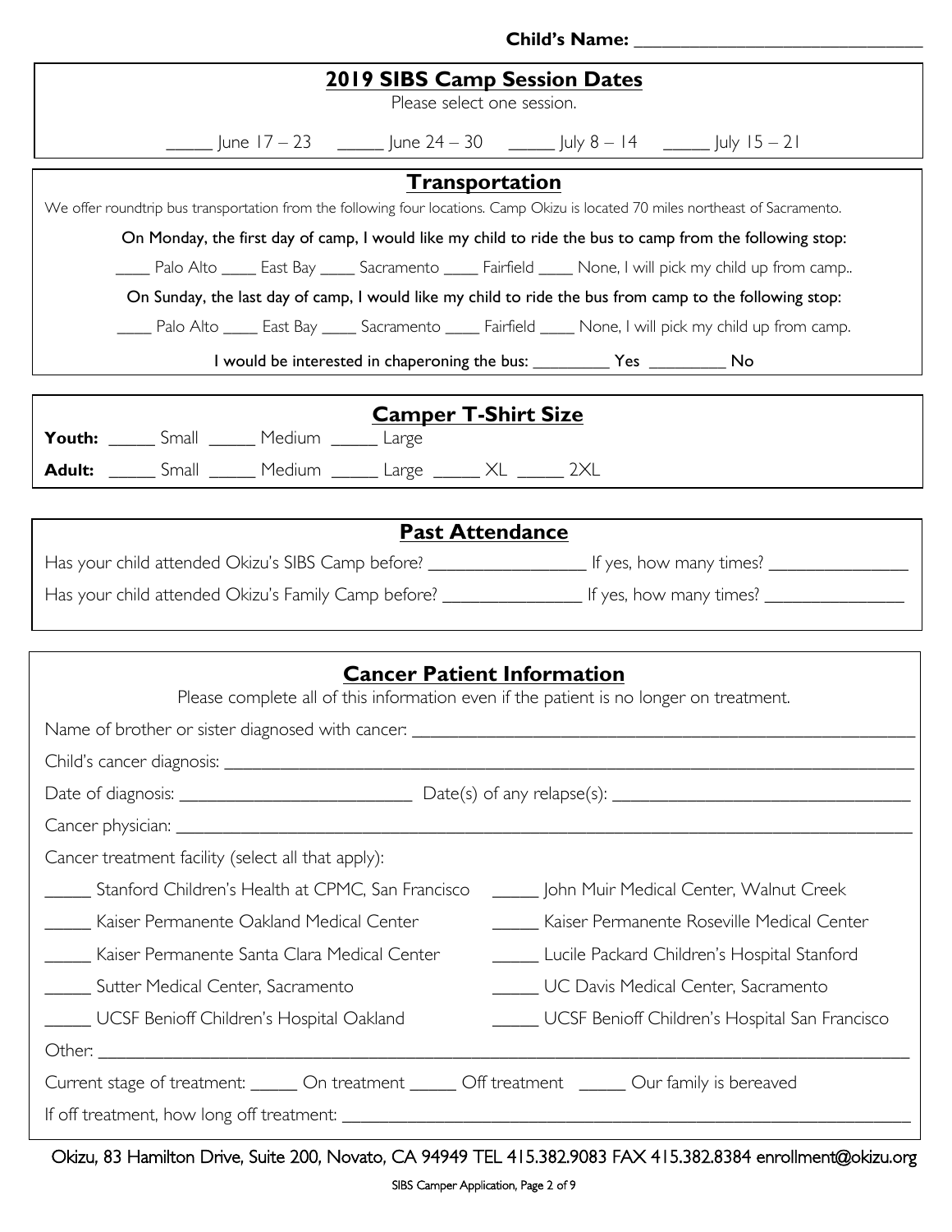**Child's Name:** ______________________________

## 2019 SIBS Camp Session Dates

Please select one session.

_____ June 17 – 23 _____ June 24 – 30 _____ July 8 – 14 _____ July 15 – 21

## Transportation

We offer roundtrip bus transportation from the following four locations. Camp Okizu is located 70 miles northeast of Sacramento.

On Monday, the first day of camp, I would like my child to ride the bus to camp from the following stop:

____ Palo Alto ____ East Bay ____ Sacramento ____ Fairfield ____ None, I will pick my child up from camp..

On Sunday, the last day of camp, I would like my child to ride the bus from camp to the following stop:

____ Palo Alto ____ East Bay ____ Sacramento ____ Fairfield ____ None, I will pick my child up from camp.

I would be interested in chaperoning the bus: _________ Yes _________ No

## Camper T-Shirt Size

**Youth:** _____ Small _____ Medium _____ Large

**Adult:** _____ Small _____ Medium _____ Large _____ XL _____ 2XL

## Past Attendance

Has your child attended Okizu's SIBS Camp before? _________________ If yes, how many times? _______________

Has your child attended Okizu's Family Camp before? _______________ If yes, how many times? _______________

## Cancer Patient Information

Please complete all of this information even if the patient is no longer on treatment.

Name of brother or sister diagnosed with cancer: ______________________________________________________

Child's cancer diagnosis: ________________________________________________________________________

Date of diagnosis: _________________________ Date(s) of any relapse(s): ________________________________

Cancer physician: ___________________________________________________________________________

Cancer treatment facility (select all that apply):

_____ Stanford Children's Health at CPMC, San Francisco
_____ John Muir Medical Center, Walnut Creek
_____ Kaiser Permanente Oakland Medical Center
_____ Kaiser Permanente Roseville Medical Center
_____ Kaiser Permanente Santa Clara Medical Center
_____ Lucile Packard Children's Hospital Stanford
_____ Sutter Medical Center, Sacramento
_____ UC Davis Medical Center, Sacramento
_____ UCSF Benioff Children's Hospital Oakland
_____ UCSF Benioff Children's Hospital San Francisco

Other: _______________________________________________________________________________________

Current stage of treatment: _____ On treatment _____ Off treatment _____ Our family is bereaved

If off treatment, how long off treatment: ______________________________________________________________

Okizu, 83 Hamilton Drive, Suite 200, Novato, CA 94949 TEL 415.382.9083 FAX 415.382.8384 enrollment@okizu.org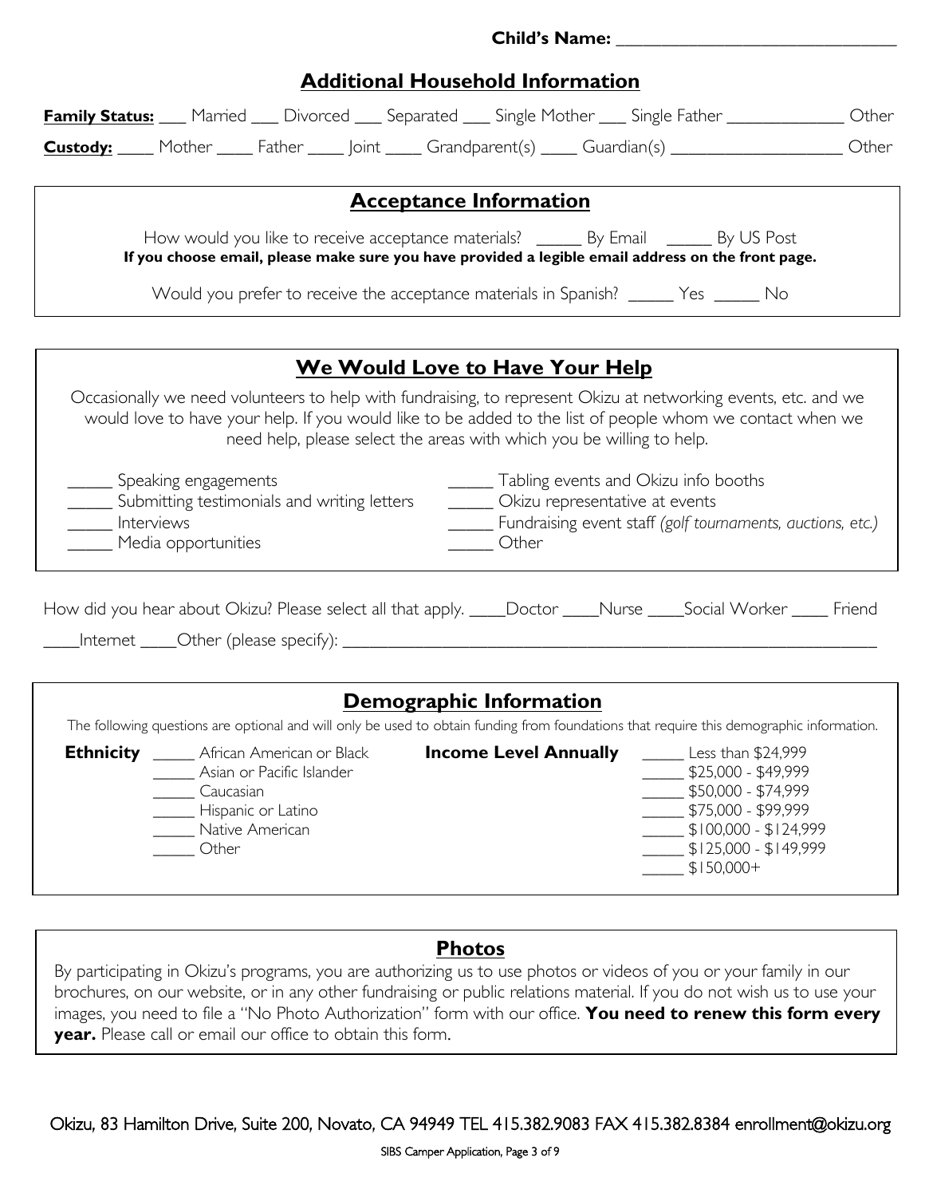**Child's Name:** ______________________________

## Additional Household Information

**Family Status:** ___ Married ___ Divorced ___ Separated ___ Single Mother ___ Single Father _____________ Other

**Custody:** ____ Mother ____ Father ____ Joint ____ Grandparent(s) ____ Guardian(s) __________________ Other

## Acceptance Information

How would you like to receive acceptance materials? _____ By Email _____ By US Post

**If you choose email, please make sure you have provided a legible email address on the front page.**

Would you prefer to receive the acceptance materials in Spanish? _____ Yes _____ No

## We Would Love to Have Your Help

Occasionally we need volunteers to help with fundraising, to represent Okizu at networking events, etc. and we would love to have your help. If you would like to be added to the list of people whom we contact when we need help, please select the areas with which you be willing to help.

_____ Speaking engagements
_____ Submitting testimonials and writing letters
_____ Interviews
_____ Media opportunities
_____ Tabling events and Okizu info booths
_____ Okizu representative at events
_____ Fundraising event staff *(golf tournaments, auctions, etc.)*
_____ Other

How did you hear about Okizu? Please select all that apply. ____Doctor ____Nurse ____Social Worker ____ Friend ____Internet ____Other (please specify): ____________________________________________

## Demographic Information

The following questions are optional and will only be used to obtain funding from foundations that require this demographic information.

**Ethnicity**

_____ African American or Black
_____ Asian or Pacific Islander
_____ Caucasian
_____ Hispanic or Latino
_____ Native American
_____ Other

**Income Level Annually**

_____ Less than $24,999
_____ $25,000 - $49,999
_____ $50,000 - $74,999
_____ $75,000 - $99,999
_____ $100,000 - $124,999
_____ $125,000 - $149,999
_____ $150,000+

## Photos

By participating in Okizu's programs, you are authorizing us to use photos or videos of you or your family in our brochures, on our website, or in any other fundraising or public relations material. If you do not wish us to use your images, you need to file a "No Photo Authorization" form with our office. **You need to renew this form every year.** Please call or email our office to obtain this form.

Okizu, 83 Hamilton Drive, Suite 200, Novato, CA 94949 TEL 415.382.9083 FAX 415.382.8384 enrollment@okizu.org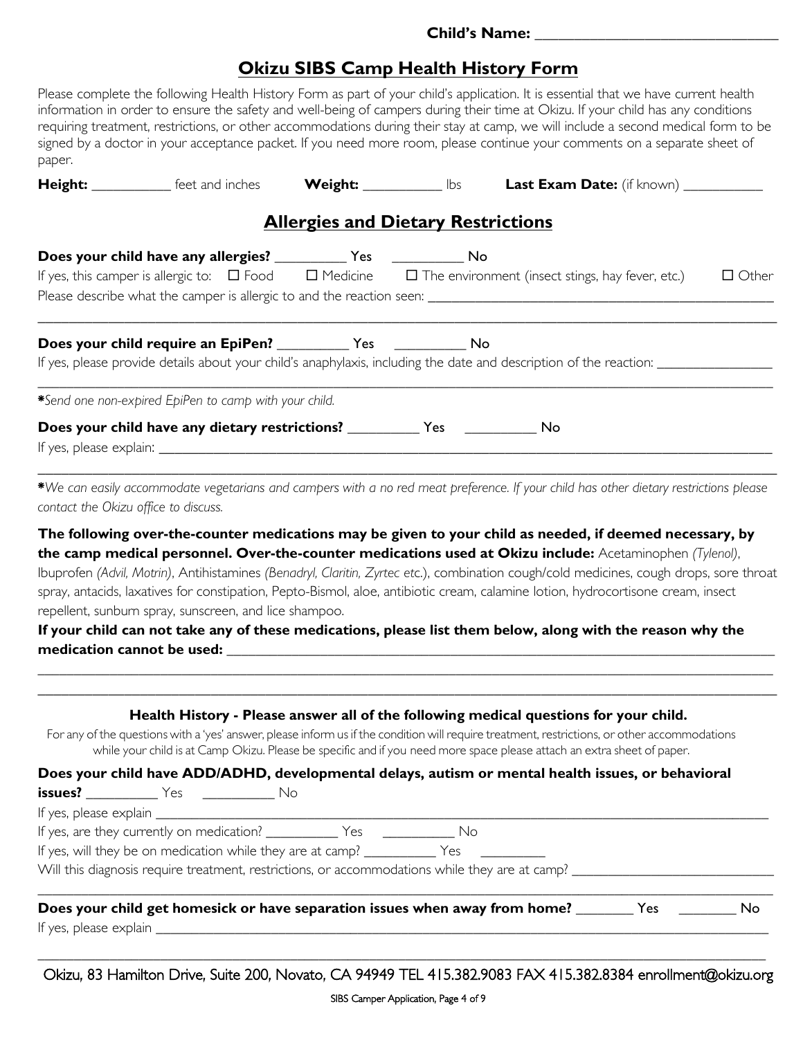**Child's Name:** ______________________________

# Okizu SIBS Camp Health History Form

Please complete the following Health History Form as part of your child's application. It is essential that we have current health information in order to ensure the safety and well-being of campers during their time at Okizu. If your child has any conditions requiring treatment, restrictions, or other accommodations during their stay at camp, we will include a second medical form to be signed by a doctor in your acceptance packet. If you need more room, please continue your comments on a separate sheet of paper.

**Height:** __________ feet and inches **Weight:** __________ lbs **Last Exam Date:** (if known) __________

## Allergies and Dietary Restrictions

**Does your child have any allergies?** __________ Yes __________ No

If yes, this camper is allergic to: ☐ Food ☐ Medicine ☐ The environment (insect stings, hay fever, etc.) ☐ Other

Please describe what the camper is allergic to and the reaction seen: ______________________________

______________________________________________________________________________

**Does your child require an EpiPen?** __________ Yes __________ No

If yes, please provide details about your child's anaphylaxis, including the date and description of the reaction: ______________

______________________________________________________________________________

***Send one non-expired EpiPen to camp with your child.*

**Does your child have any dietary restrictions?** __________ Yes __________ No

If yes, please explain: ______________________________________________________________

______________________________________________________________________________

***We can easily accommodate vegetarians and campers with a no red meat preference. If your child has other dietary restrictions please contact the Okizu office to discuss.*

**The following over-the-counter medications may be given to your child as needed, if deemed necessary, by the camp medical personnel. Over-the-counter medications used at Okizu include:** Acetaminophen *(Tylenol)*, Ibuprofen *(Advil, Motrin)*, Antihistamines *(Benadryl, Claritin, Zyrtec etc.)*, combination cough/cold medicines, cough drops, sore throat spray, antacids, laxatives for constipation, Pepto-Bismol, aloe, antibiotic cream, calamine lotion, hydrocortisone cream, insect repellent, sunburn spray, sunscreen, and lice shampoo.

**If your child can not take any of these medications, please list them below, along with the reason why the medication cannot be used:** ______________________________________________

______________________________________________________________________________

______________________________________________________________________________

### Health History - Please answer all of the following medical questions for your child.

For any of the questions with a 'yes' answer, please inform us if the condition will require treatment, restrictions, or other accommodations while your child is at Camp Okizu. Please be specific and if you need more space please attach an extra sheet of paper.

**Does your child have ADD/ADHD, developmental delays, autism or mental health issues, or behavioral issues?** __________ Yes __________ No

If yes, please explain ______________________________________________________________

If yes, are they currently on medication? __________ Yes __________ No

If yes, will they be on medication while they are at camp? __________ Yes __________

Will this diagnosis require treatment, restrictions, or accommodations while they are at camp? ______________________

______________________________________________________________________________

**Does your child get homesick or have separation issues when away from home?** ________ Yes ________ No

If yes, please explain ______________________________________________________________

______________________________________________________________________________

Okizu, 83 Hamilton Drive, Suite 200, Novato, CA 94949 TEL 415.382.9083 FAX 415.382.8384 enrollment@okizu.org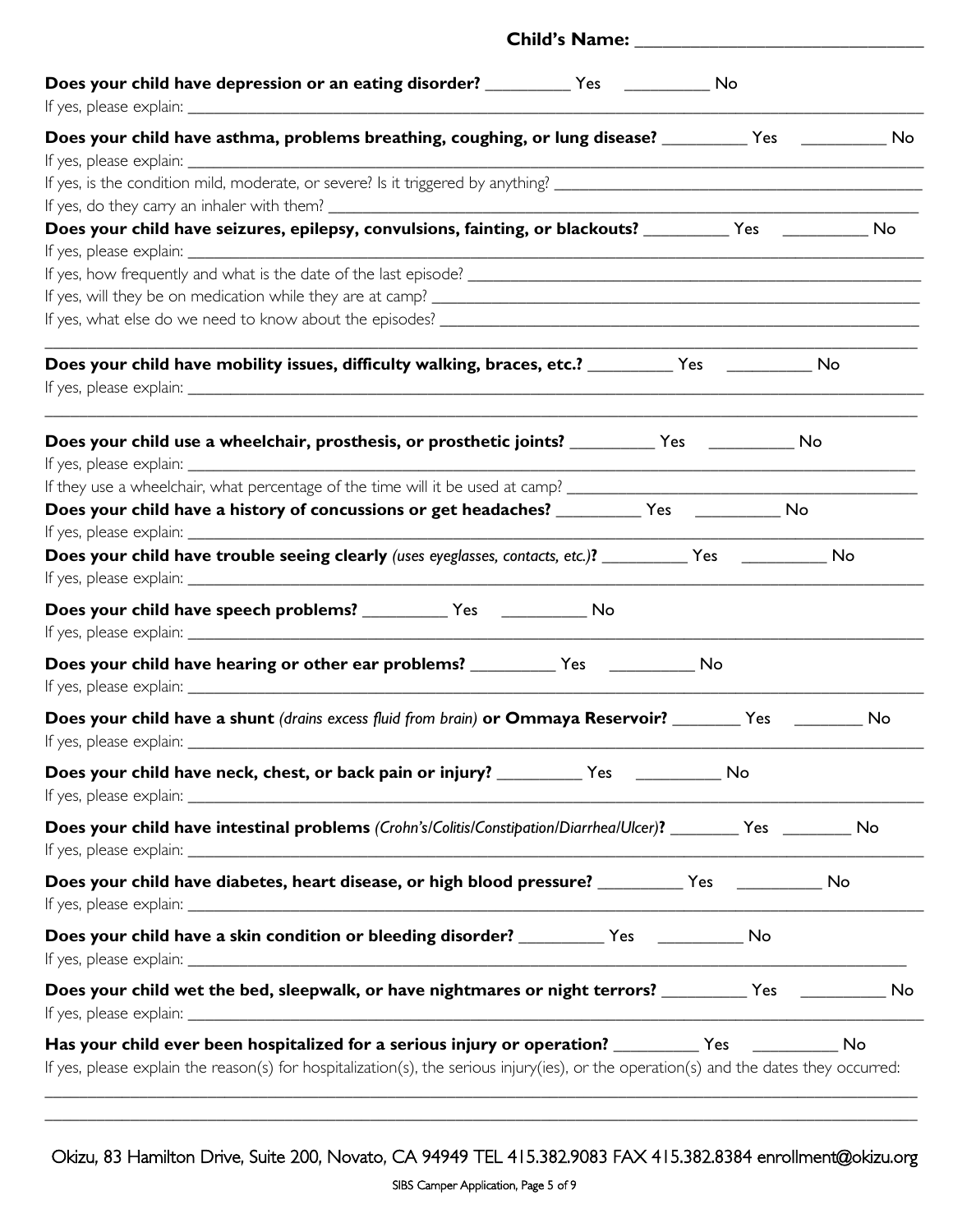**Child's Name:** ______________________________

**Does your child have depression or an eating disorder?** __________ Yes __________ No
If yes, please explain: ______________________________

**Does your child have asthma, problems breathing, coughing, or lung disease?** __________ Yes __________ No
If yes, please explain: ______________________________
If yes, is the condition mild, moderate, or severe? Is it triggered by anything? ______________________________
If yes, do they carry an inhaler with them? ______________________________

**Does your child have seizures, epilepsy, convulsions, fainting, or blackouts?** __________ Yes __________ No
If yes, please explain: ______________________________
If yes, how frequently and what is the date of the last episode? ______________________________
If yes, will they be on medication while they are at camp? ______________________________
If yes, what else do we need to know about the episodes? ______________________________
______________________________

**Does your child have mobility issues, difficulty walking, braces, etc.?** __________ Yes __________ No
If yes, please explain: ______________________________
______________________________

**Does your child use a wheelchair, prosthesis, or prosthetic joints?** __________ Yes __________ No
If yes, please explain: ______________________________
If they use a wheelchair, what percentage of the time will it be used at camp? ______________________________

**Does your child have a history of concussions or get headaches?** __________ Yes __________ No
If yes, please explain: ______________________________

**Does your child have trouble seeing clearly** *(uses eyeglasses, contacts, etc.)***?** __________ Yes __________ No
If yes, please explain: ______________________________

**Does your child have speech problems?** __________ Yes __________ No
If yes, please explain: ______________________________

**Does your child have hearing or other ear problems?** __________ Yes __________ No
If yes, please explain: ______________________________

**Does your child have a shunt** *(drains excess fluid from brain)* **or Ommaya Reservoir?** ________ Yes ________ No
If yes, please explain: ______________________________

**Does your child have neck, chest, or back pain or injury?** __________ Yes __________ No
If yes, please explain: ______________________________

**Does your child have intestinal problems** *(Crohn's/Colitis/Constipation/Diarrhea/Ulcer)***?** ________ Yes ________ No
If yes, please explain: ______________________________

**Does your child have diabetes, heart disease, or high blood pressure?** __________ Yes __________ No
If yes, please explain: ______________________________

**Does your child have a skin condition or bleeding disorder?** __________ Yes __________ No
If yes, please explain: ______________________________

**Does your child wet the bed, sleepwalk, or have nightmares or night terrors?** __________ Yes __________ No
If yes, please explain: ______________________________

**Has your child ever been hospitalized for a serious injury or operation?** __________ Yes __________ No
If yes, please explain the reason(s) for hospitalization(s), the serious injury(ies), or the operation(s) and the dates they occurred:
______________________________
______________________________

Okizu, 83 Hamilton Drive, Suite 200, Novato, CA 94949 TEL 415.382.9083 FAX 415.382.8384 enrollment@okizu.org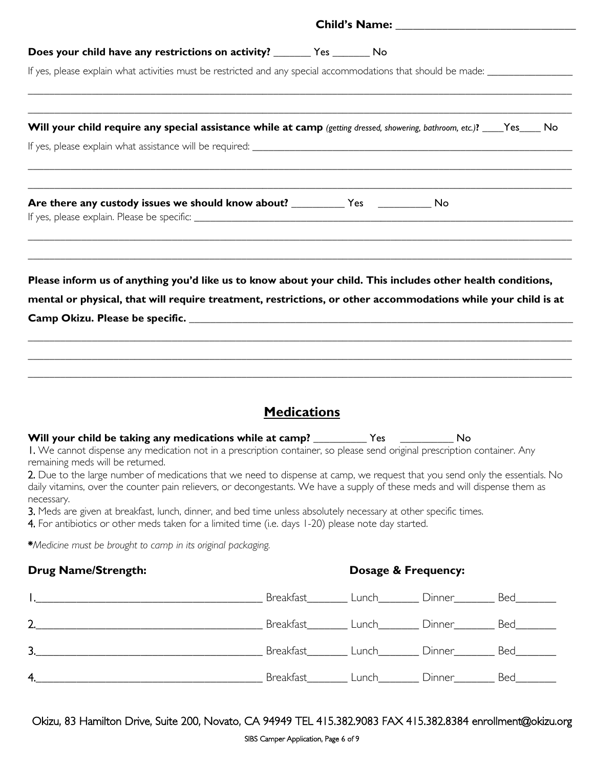**Child's Name:** ______________________________

**Does your child have any restrictions on activity?** _______ Yes _______ No

If yes, please explain what activities must be restricted and any special accommodations that should be made: ________________

______________________________________________________________________________________________

______________________________________________________________________________________________

**Will your child require any special assistance while at camp** *(getting dressed, showering, bathroom, etc.)*? ____Yes____ No

If yes, please explain what assistance will be required: ______________________________________________________

______________________________________________________________________________________________

______________________________________________________________________________________________

**Are there any custody issues we should know about?** __________ Yes __________ No

If yes, please explain. Please be specific: ______________________________________________________________

______________________________________________________________________________________________

______________________________________________________________________________________________

**Please inform us of anything you'd like us to know about your child. This includes other health conditions, mental or physical, that will require treatment, restrictions, or other accommodations while your child is at Camp Okizu. Please be specific.** ______________________________________________________________

______________________________________________________________________________________________

______________________________________________________________________________________________

______________________________________________________________________________________________

## Medications

**Will your child be taking any medications while at camp?** __________ Yes __________ No

1. We cannot dispense any medication not in a prescription container, so please send original prescription container. Any remaining meds will be returned.
2. Due to the large number of medications that we need to dispense at camp, we request that you send only the essentials. No daily vitamins, over the counter pain relievers, or decongestants. We have a supply of these meds and will dispense them as necessary.
3. Meds are given at breakfast, lunch, dinner, and bed time unless absolutely necessary at other specific times.
4. For antibiotics or other meds taken for a limited time (i.e. days 1-20) please note day started.

**\****Medicine must be brought to camp in its original packaging.*

| Drug Name/Strength: | Dosage & Frequency: | | | |
|---|---|---|---|---|
| 1.______________________________ | Breakfast_______ | Lunch_______ | Dinner_______ | Bed_______ |
| 2.______________________________ | Breakfast_______ | Lunch_______ | Dinner_______ | Bed_______ |
| 3.______________________________ | Breakfast_______ | Lunch_______ | Dinner_______ | Bed_______ |
| 4.______________________________ | Breakfast_______ | Lunch_______ | Dinner_______ | Bed_______ |

Okizu, 83 Hamilton Drive, Suite 200, Novato, CA 94949 TEL 415.382.9083 FAX 415.382.8384 enrollment@okizu.org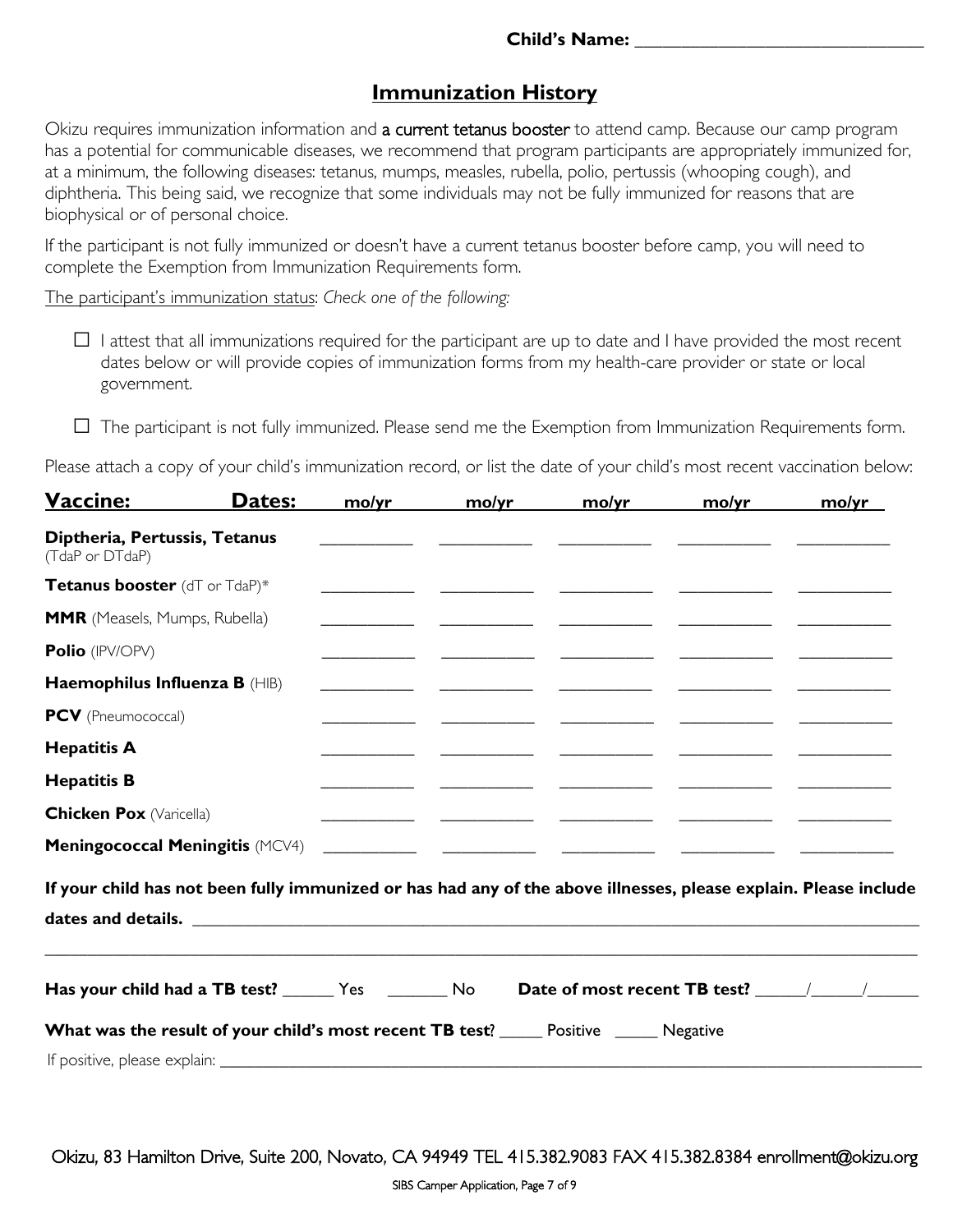Child's Name: ______________________________

## Immunization History

Okizu requires immunization information and a current tetanus booster to attend camp. Because our camp program has a potential for communicable diseases, we recommend that program participants are appropriately immunized for, at a minimum, the following diseases: tetanus, mumps, measles, rubella, polio, pertussis (whooping cough), and diphtheria. This being said, we recognize that some individuals may not be fully immunized for reasons that are biophysical or of personal choice.

If the participant is not fully immunized or doesn't have a current tetanus booster before camp, you will need to complete the Exemption from Immunization Requirements form.

The participant's immunization status: *Check one of the following:*

- ☐ I attest that all immunizations required for the participant are up to date and I have provided the most recent dates below or will provide copies of immunization forms from my health-care provider or state or local government.
- ☐ The participant is not fully immunized. Please send me the Exemption from Immunization Requirements form.

Please attach a copy of your child's immunization record, or list the date of your child's most recent vaccination below:

| **Vaccine:** | **Dates:** mo/yr | mo/yr | mo/yr | mo/yr | mo/yr |
|---|---|---|---|---|---|
| **Diptheria, Pertussis, Tetanus** (TdaP or DTdaP) | | | | | |
| **Tetanus booster** (dT or TdaP)* | | | | | |
| **MMR** (Measels, Mumps, Rubella) | | | | | |
| **Polio** (IPV/OPV) | | | | | |
| **Haemophilus Influenza B** (HIB) | | | | | |
| **PCV** (Pneumococcal) | | | | | |
| **Hepatitis A** | | | | | |
| **Hepatitis B** | | | | | |
| **Chicken Pox** (Varicella) | | | | | |
| **Meningococcal Meningitis** (MCV4) | | | | | |

**If your child has not been fully immunized or has had any of the above illnesses, please explain. Please include dates and details.** ______________________________________________________________

______________________________________________________________

**Has your child had a TB test?** ______ Yes _______ No **Date of most recent TB test?** ______/______/______

**What was the result of your child's most recent TB test?** _____ Positive _____ Negative

If positive, please explain: ______________________________________________________________

Okizu, 83 Hamilton Drive, Suite 200, Novato, CA 94949 TEL 415.382.9083 FAX 415.382.8384 enrollment@okizu.org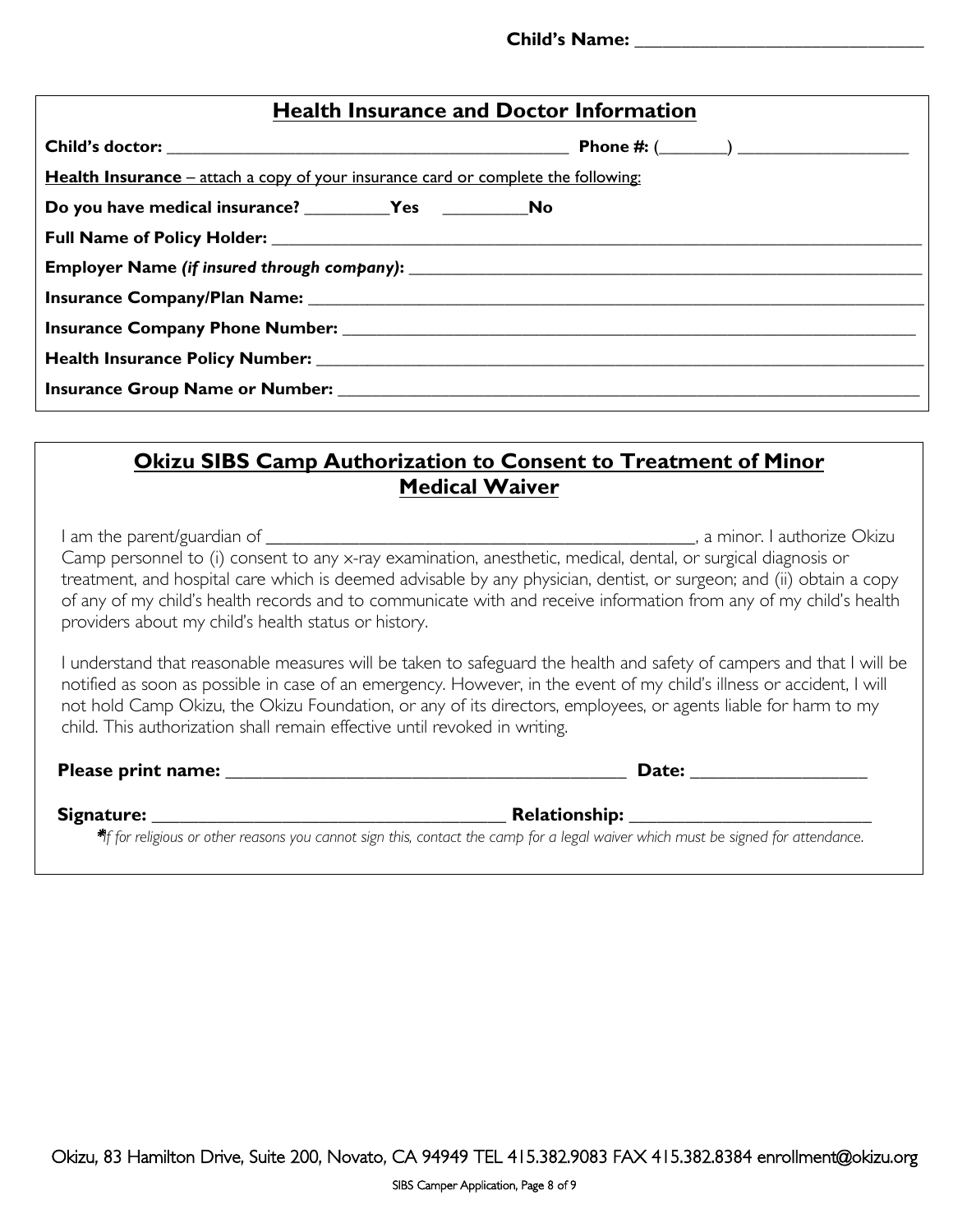**Child's Name:** ______________________________

## Health Insurance and Doctor Information

**Child's doctor:** ____________________________________________ **Phone #:** (_______) __________________

**Health Insurance** – attach a copy of your insurance card or complete the following:

**Do you have medical insurance?** _________**Yes** _________**No**

**Full Name of Policy Holder:** ____________________________________________________________________

**Employer Name** ***(if insured through company)*****:** ______________________________________________________

**Insurance Company/Plan Name:** __________________________________________________________________

**Insurance Company Phone Number:** ______________________________________________________________

**Health Insurance Policy Number:** _________________________________________________________________

**Insurance Group Name or Number:** _______________________________________________________________

## Okizu SIBS Camp Authorization to Consent to Treatment of Minor Medical Waiver

I am the parent/guardian of _______________________________________________, a minor. I authorize Okizu Camp personnel to (i) consent to any x-ray examination, anesthetic, medical, dental, or surgical diagnosis or treatment, and hospital care which is deemed advisable by any physician, dentist, or surgeon; and (ii) obtain a copy of any of my child's health records and to communicate with and receive information from any of my child's health providers about my child's health status or history.

I understand that reasonable measures will be taken to safeguard the health and safety of campers and that I will be notified as soon as possible in case of an emergency. However, in the event of my child's illness or accident, I will not hold Camp Okizu, the Okizu Foundation, or any of its directors, employees, or agents liable for harm to my child. This authorization shall remain effective until revoked in writing.

**Please print name:** __________________________________________ **Date:** __________________

**Signature:** ____________________________________ **Relationship:** _________________________

**\****If for religious or other reasons you cannot sign this, contact the camp for a legal waiver which must be signed for attendance.*

Okizu, 83 Hamilton Drive, Suite 200, Novato, CA 94949 TEL 415.382.9083 FAX 415.382.8384 enrollment@okizu.org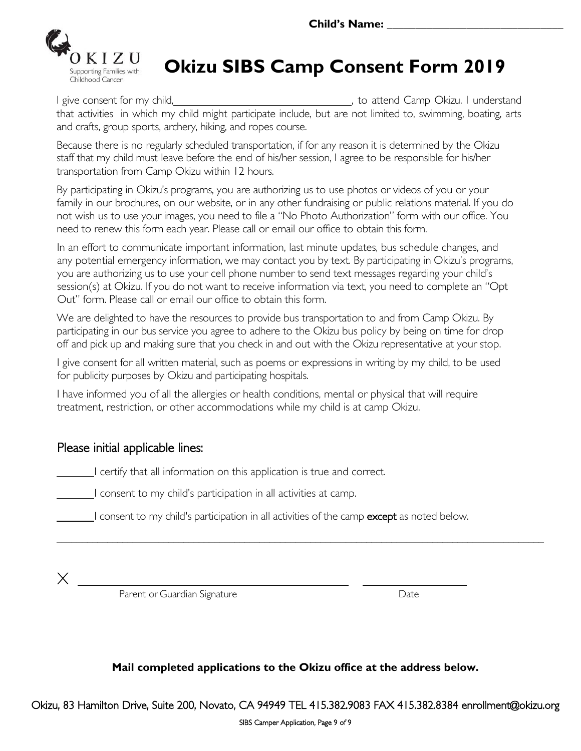Child's Name: ______________________________

OKIZU
Supporting Families with Childhood Cancer

# Okizu SIBS Camp Consent Form 2019

I give consent for my child,________________________________, to attend Camp Okizu. I understand that activities in which my child might participate include, but are not limited to, swimming, boating, arts and crafts, group sports, archery, hiking, and ropes course.

Because there is no regularly scheduled transportation, if for any reason it is determined by the Okizu staff that my child must leave before the end of his/her session, I agree to be responsible for his/her transportation from Camp Okizu within 12 hours.

By participating in Okizu's programs, you are authorizing us to use photos or videos of you or your family in our brochures, on our website, or in any other fundraising or public relations material. If you do not wish us to use your images, you need to file a "No Photo Authorization" form with our office. You need to renew this form each year. Please call or email our office to obtain this form.

In an effort to communicate important information, last minute updates, bus schedule changes, and any potential emergency information, we may contact you by text. By participating in Okizu's programs, you are authorizing us to use your cell phone number to send text messages regarding your child's session(s) at Okizu. If you do not want to receive information via text, you need to complete an "Opt Out" form. Please call or email our office to obtain this form.

We are delighted to have the resources to provide bus transportation to and from Camp Okizu. By participating in our bus service you agree to adhere to the Okizu bus policy by being on time for drop off and pick up and making sure that you check in and out with the Okizu representative at your stop.

I give consent for all written material, such as poems or expressions in writing by my child, to be used for publicity purposes by Okizu and participating hospitals.

I have informed you of all the allergies or health conditions, mental or physical that will require treatment, restriction, or other accommodations while my child is at camp Okizu.

## Please initial applicable lines:

_______I certify that all information on this application is true and correct.

_______I consent to my child's participation in all activities at camp.

_______I consent to my child's participation in all activities of the camp **except** as noted below.

_____________________________________________________________________________________

X _______________________________________________ ____________________

Parent or Guardian Signature                                                  Date

**Mail completed applications to the Okizu office at the address below.**

Okizu, 83 Hamilton Drive, Suite 200, Novato, CA 94949 TEL 415.382.9083 FAX 415.382.8384 enrollment@okizu.org